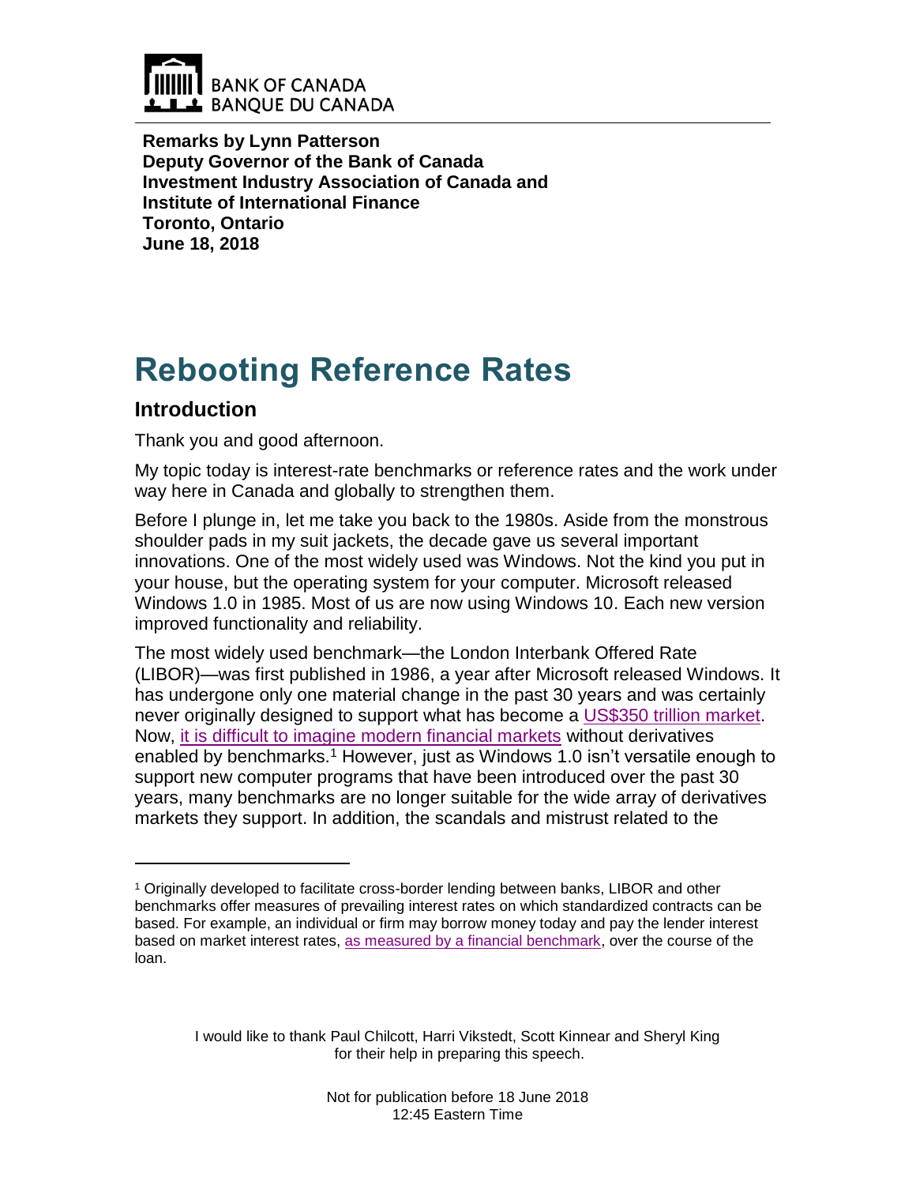**Remarks by Lynn Patterson**
**Deputy Governor of the Bank of Canada**
**Investment Industry Association of Canada and**
**Institute of International Finance**
**Toronto, Ontario**
**June 18, 2018**

# Rebooting Reference Rates

## Introduction

Thank you and good afternoon.

My topic today is interest-rate benchmarks or reference rates and the work under way here in Canada and globally to strengthen them.

Before I plunge in, let me take you back to the 1980s. Aside from the monstrous shoulder pads in my suit jackets, the decade gave us several important innovations. One of the most widely used was Windows. Not the kind you put in your house, but the operating system for your computer. Microsoft released Windows 1.0 in 1985. Most of us are now using Windows 10. Each new version improved functionality and reliability.

The most widely used benchmark—the London Interbank Offered Rate (LIBOR)—was first published in 1986, a year after Microsoft released Windows. It has undergone only one material change in the past 30 years and was certainly never originally designed to support what has become a US$350 trillion market. Now, it is difficult to imagine modern financial markets without derivatives enabled by benchmarks.[1] However, just as Windows 1.0 isn't versatile enough to support new computer programs that have been introduced over the past 30 years, many benchmarks are no longer suitable for the wide array of derivatives markets they support. In addition, the scandals and mistrust related to the

---

[1] Originally developed to facilitate cross-border lending between banks, LIBOR and other benchmarks offer measures of prevailing interest rates on which standardized contracts can be based. For example, an individual or firm may borrow money today and pay the lender interest based on market interest rates, as measured by a financial benchmark, over the course of the loan.

I would like to thank Paul Chilcott, Harri Vikstedt, Scott Kinnear and Sheryl King for their help in preparing this speech.

Not for publication before 18 June 2018
12:45 Eastern Time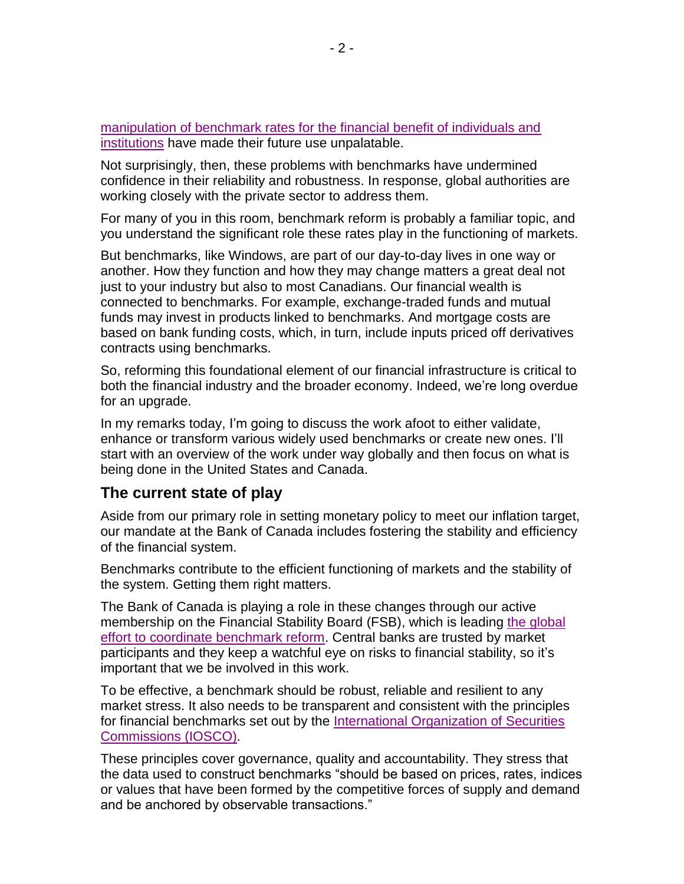manipulation of benchmark rates for the financial benefit of individuals and institutions have made their future use unpalatable.

Not surprisingly, then, these problems with benchmarks have undermined confidence in their reliability and robustness. In response, global authorities are working closely with the private sector to address them.

For many of you in this room, benchmark reform is probably a familiar topic, and you understand the significant role these rates play in the functioning of markets.

But benchmarks, like Windows, are part of our day-to-day lives in one way or another. How they function and how they may change matters a great deal not just to your industry but also to most Canadians. Our financial wealth is connected to benchmarks. For example, exchange-traded funds and mutual funds may invest in products linked to benchmarks. And mortgage costs are based on bank funding costs, which, in turn, include inputs priced off derivatives contracts using benchmarks.

So, reforming this foundational element of our financial infrastructure is critical to both the financial industry and the broader economy. Indeed, we're long overdue for an upgrade.

In my remarks today, I'm going to discuss the work afoot to either validate, enhance or transform various widely used benchmarks or create new ones. I'll start with an overview of the work under way globally and then focus on what is being done in the United States and Canada.

## The current state of play

Aside from our primary role in setting monetary policy to meet our inflation target, our mandate at the Bank of Canada includes fostering the stability and efficiency of the financial system.

Benchmarks contribute to the efficient functioning of markets and the stability of the system. Getting them right matters.

The Bank of Canada is playing a role in these changes through our active membership on the Financial Stability Board (FSB), which is leading the global effort to coordinate benchmark reform. Central banks are trusted by market participants and they keep a watchful eye on risks to financial stability, so it's important that we be involved in this work.

To be effective, a benchmark should be robust, reliable and resilient to any market stress. It also needs to be transparent and consistent with the principles for financial benchmarks set out by the International Organization of Securities Commissions (IOSCO).

These principles cover governance, quality and accountability. They stress that the data used to construct benchmarks "should be based on prices, rates, indices or values that have been formed by the competitive forces of supply and demand and be anchored by observable transactions."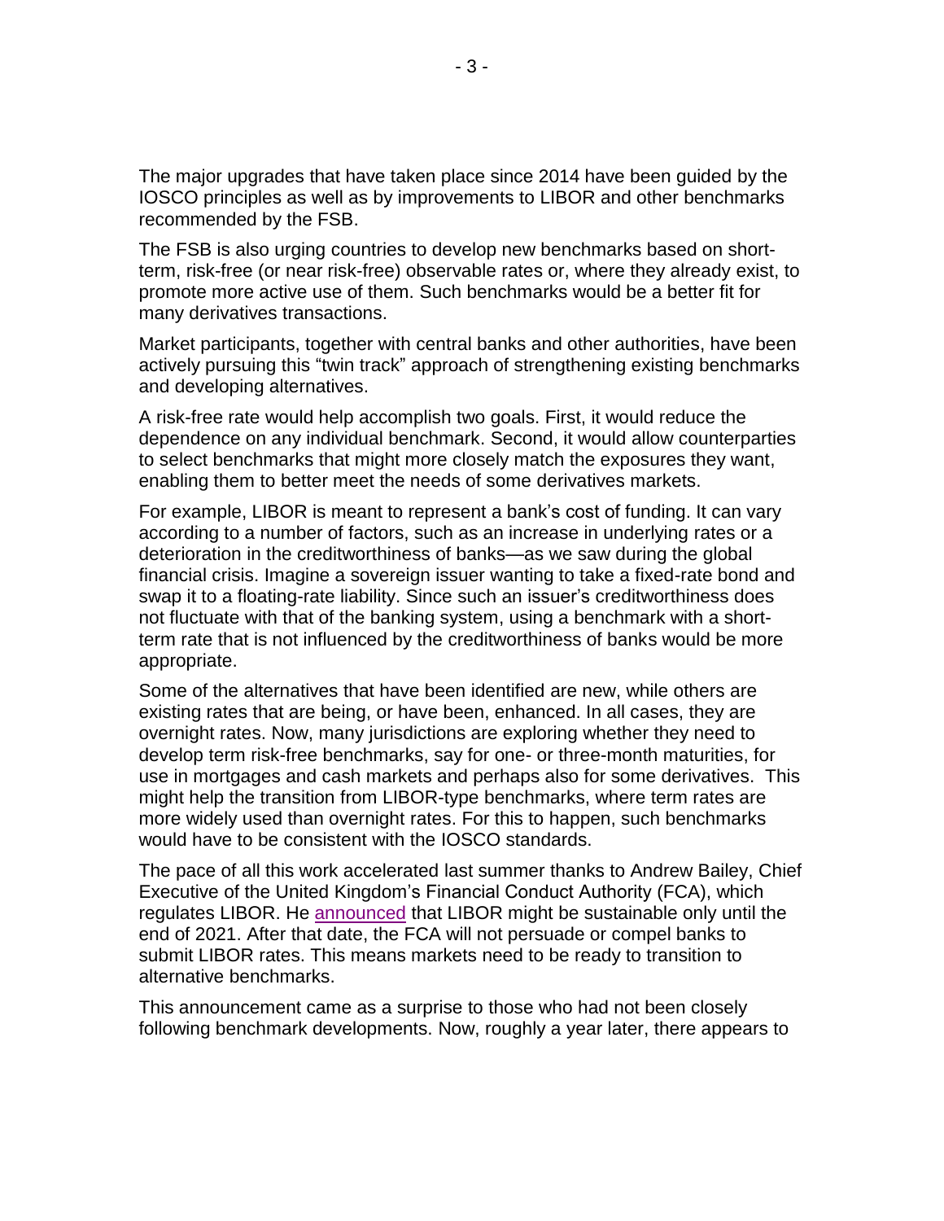The major upgrades that have taken place since 2014 have been guided by the IOSCO principles as well as by improvements to LIBOR and other benchmarks recommended by the FSB.

The FSB is also urging countries to develop new benchmarks based on short-term, risk-free (or near risk-free) observable rates or, where they already exist, to promote more active use of them. Such benchmarks would be a better fit for many derivatives transactions.

Market participants, together with central banks and other authorities, have been actively pursuing this "twin track" approach of strengthening existing benchmarks and developing alternatives.

A risk-free rate would help accomplish two goals. First, it would reduce the dependence on any individual benchmark. Second, it would allow counterparties to select benchmarks that might more closely match the exposures they want, enabling them to better meet the needs of some derivatives markets.

For example, LIBOR is meant to represent a bank's cost of funding. It can vary according to a number of factors, such as an increase in underlying rates or a deterioration in the creditworthiness of banks—as we saw during the global financial crisis. Imagine a sovereign issuer wanting to take a fixed-rate bond and swap it to a floating-rate liability. Since such an issuer's creditworthiness does not fluctuate with that of the banking system, using a benchmark with a short-term rate that is not influenced by the creditworthiness of banks would be more appropriate.

Some of the alternatives that have been identified are new, while others are existing rates that are being, or have been, enhanced. In all cases, they are overnight rates. Now, many jurisdictions are exploring whether they need to develop term risk-free benchmarks, say for one- or three-month maturities, for use in mortgages and cash markets and perhaps also for some derivatives. This might help the transition from LIBOR-type benchmarks, where term rates are more widely used than overnight rates. For this to happen, such benchmarks would have to be consistent with the IOSCO standards.

The pace of all this work accelerated last summer thanks to Andrew Bailey, Chief Executive of the United Kingdom's Financial Conduct Authority (FCA), which regulates LIBOR. He announced that LIBOR might be sustainable only until the end of 2021. After that date, the FCA will not persuade or compel banks to submit LIBOR rates. This means markets need to be ready to transition to alternative benchmarks.

This announcement came as a surprise to those who had not been closely following benchmark developments. Now, roughly a year later, there appears to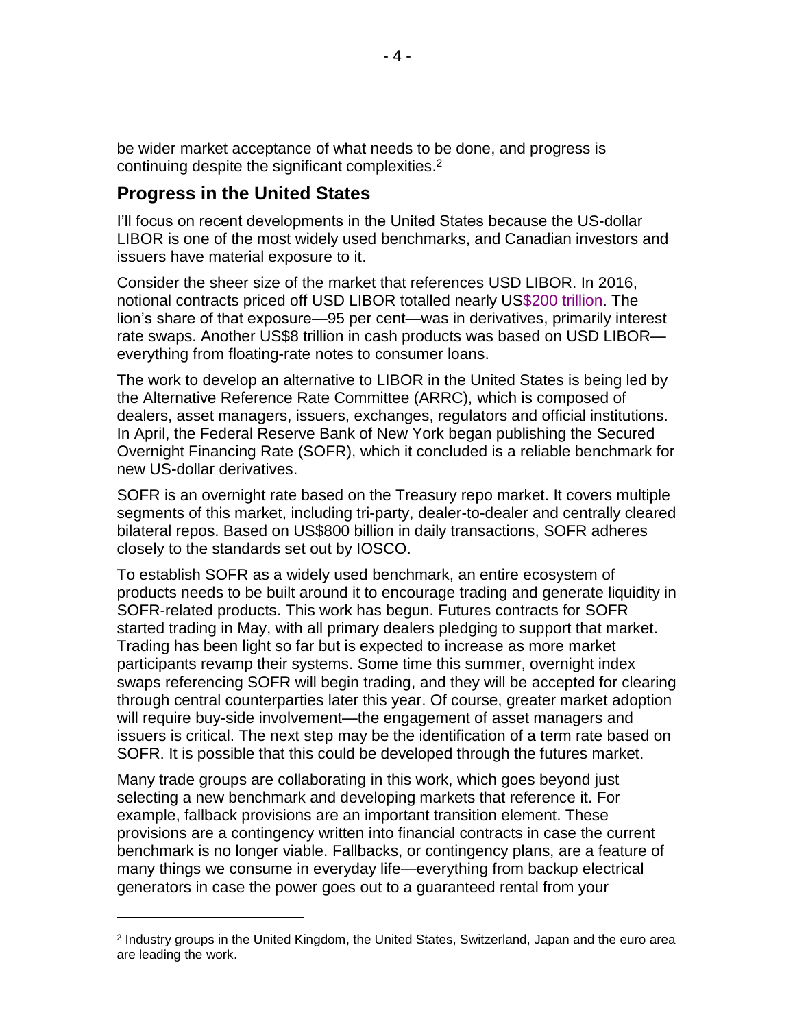be wider market acceptance of what needs to be done, and progress is continuing despite the significant complexities.[2]

## Progress in the United States

I'll focus on recent developments in the United States because the US-dollar LIBOR is one of the most widely used benchmarks, and Canadian investors and issuers have material exposure to it.

Consider the sheer size of the market that references USD LIBOR. In 2016, notional contracts priced off USD LIBOR totalled nearly US$200 trillion. The lion's share of that exposure—95 per cent—was in derivatives, primarily interest rate swaps. Another US$8 trillion in cash products was based on USD LIBOR—everything from floating-rate notes to consumer loans.

The work to develop an alternative to LIBOR in the United States is being led by the Alternative Reference Rate Committee (ARRC), which is composed of dealers, asset managers, issuers, exchanges, regulators and official institutions. In April, the Federal Reserve Bank of New York began publishing the Secured Overnight Financing Rate (SOFR), which it concluded is a reliable benchmark for new US-dollar derivatives.

SOFR is an overnight rate based on the Treasury repo market. It covers multiple segments of this market, including tri-party, dealer-to-dealer and centrally cleared bilateral repos. Based on US$800 billion in daily transactions, SOFR adheres closely to the standards set out by IOSCO.

To establish SOFR as a widely used benchmark, an entire ecosystem of products needs to be built around it to encourage trading and generate liquidity in SOFR-related products. This work has begun. Futures contracts for SOFR started trading in May, with all primary dealers pledging to support that market. Trading has been light so far but is expected to increase as more market participants revamp their systems. Some time this summer, overnight index swaps referencing SOFR will begin trading, and they will be accepted for clearing through central counterparties later this year. Of course, greater market adoption will require buy-side involvement—the engagement of asset managers and issuers is critical. The next step may be the identification of a term rate based on SOFR. It is possible that this could be developed through the futures market.

Many trade groups are collaborating in this work, which goes beyond just selecting a new benchmark and developing markets that reference it. For example, fallback provisions are an important transition element. These provisions are a contingency written into financial contracts in case the current benchmark is no longer viable. Fallbacks, or contingency plans, are a feature of many things we consume in everyday life—everything from backup electrical generators in case the power goes out to a guaranteed rental from your

---

[2] Industry groups in the United Kingdom, the United States, Switzerland, Japan and the euro area are leading the work.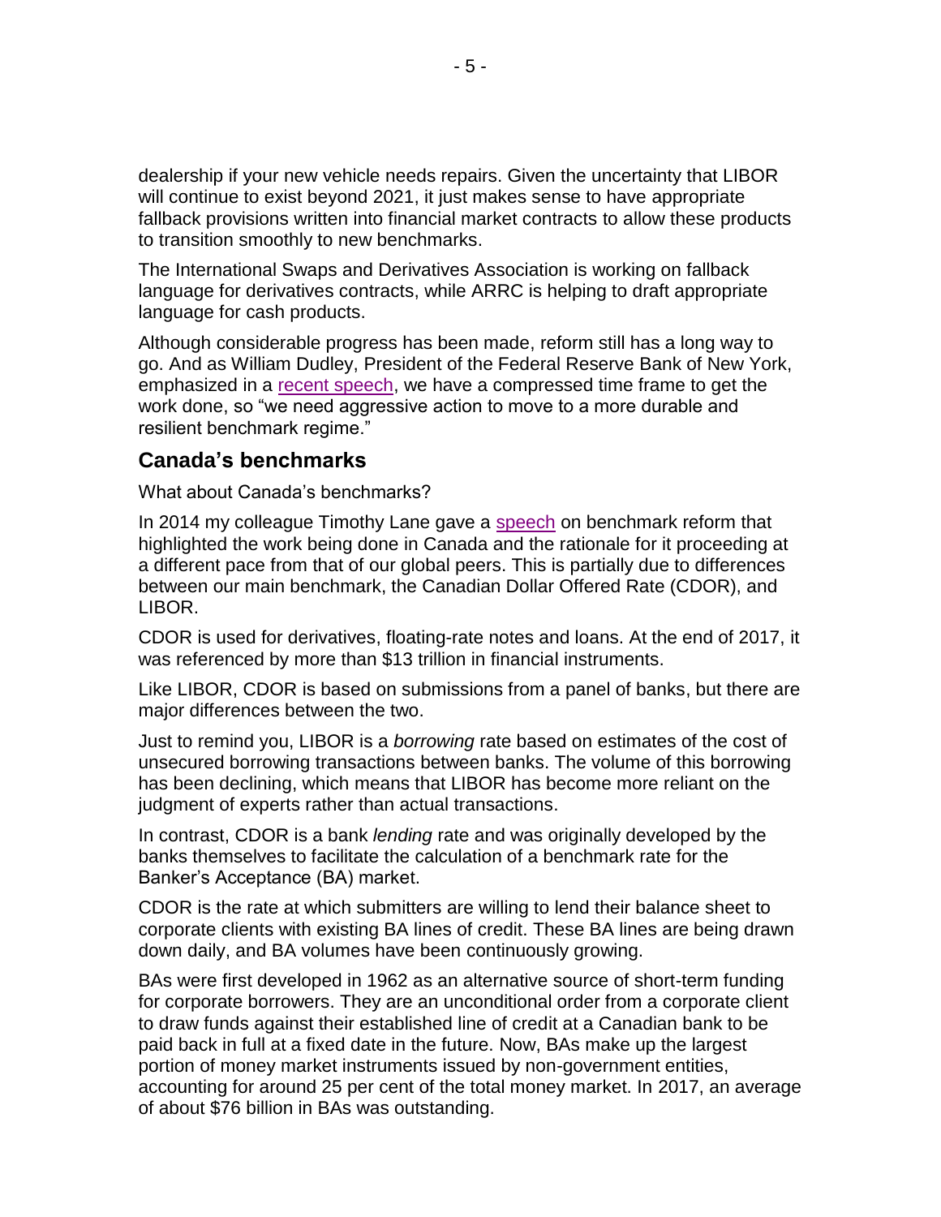dealership if your new vehicle needs repairs. Given the uncertainty that LIBOR will continue to exist beyond 2021, it just makes sense to have appropriate fallback provisions written into financial market contracts to allow these products to transition smoothly to new benchmarks.

The International Swaps and Derivatives Association is working on fallback language for derivatives contracts, while ARRC is helping to draft appropriate language for cash products.

Although considerable progress has been made, reform still has a long way to go. And as William Dudley, President of the Federal Reserve Bank of New York, emphasized in a recent speech, we have a compressed time frame to get the work done, so "we need aggressive action to move to a more durable and resilient benchmark regime."

## Canada's benchmarks

What about Canada's benchmarks?

In 2014 my colleague Timothy Lane gave a speech on benchmark reform that highlighted the work being done in Canada and the rationale for it proceeding at a different pace from that of our global peers. This is partially due to differences between our main benchmark, the Canadian Dollar Offered Rate (CDOR), and LIBOR.

CDOR is used for derivatives, floating-rate notes and loans. At the end of 2017, it was referenced by more than $13 trillion in financial instruments.

Like LIBOR, CDOR is based on submissions from a panel of banks, but there are major differences between the two.

Just to remind you, LIBOR is a *borrowing* rate based on estimates of the cost of unsecured borrowing transactions between banks. The volume of this borrowing has been declining, which means that LIBOR has become more reliant on the judgment of experts rather than actual transactions.

In contrast, CDOR is a bank *lending* rate and was originally developed by the banks themselves to facilitate the calculation of a benchmark rate for the Banker's Acceptance (BA) market.

CDOR is the rate at which submitters are willing to lend their balance sheet to corporate clients with existing BA lines of credit. These BA lines are being drawn down daily, and BA volumes have been continuously growing.

BAs were first developed in 1962 as an alternative source of short-term funding for corporate borrowers. They are an unconditional order from a corporate client to draw funds against their established line of credit at a Canadian bank to be paid back in full at a fixed date in the future. Now, BAs make up the largest portion of money market instruments issued by non-government entities, accounting for around 25 per cent of the total money market. In 2017, an average of about $76 billion in BAs was outstanding.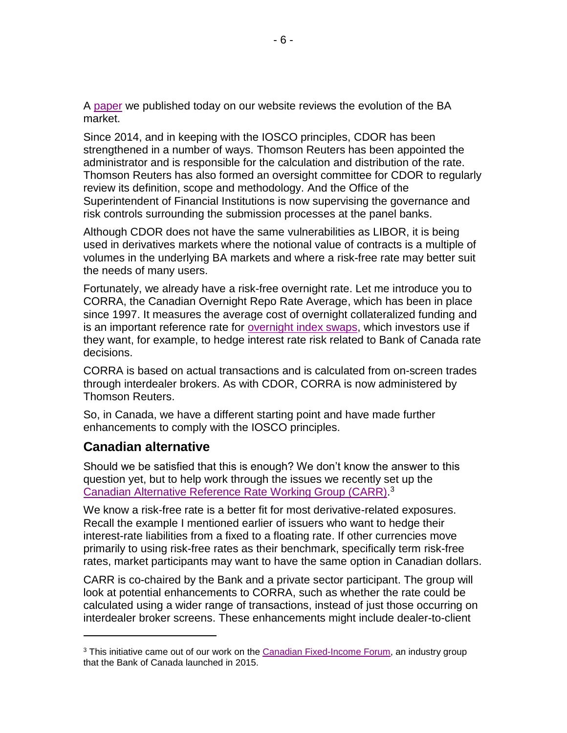A paper we published today on our website reviews the evolution of the BA market.

Since 2014, and in keeping with the IOSCO principles, CDOR has been strengthened in a number of ways. Thomson Reuters has been appointed the administrator and is responsible for the calculation and distribution of the rate. Thomson Reuters has also formed an oversight committee for CDOR to regularly review its definition, scope and methodology. And the Office of the Superintendent of Financial Institutions is now supervising the governance and risk controls surrounding the submission processes at the panel banks.

Although CDOR does not have the same vulnerabilities as LIBOR, it is being used in derivatives markets where the notional value of contracts is a multiple of volumes in the underlying BA markets and where a risk-free rate may better suit the needs of many users.

Fortunately, we already have a risk-free overnight rate. Let me introduce you to CORRA, the Canadian Overnight Repo Rate Average, which has been in place since 1997. It measures the average cost of overnight collateralized funding and is an important reference rate for overnight index swaps, which investors use if they want, for example, to hedge interest rate risk related to Bank of Canada rate decisions.

CORRA is based on actual transactions and is calculated from on-screen trades through interdealer brokers. As with CDOR, CORRA is now administered by Thomson Reuters.

So, in Canada, we have a different starting point and have made further enhancements to comply with the IOSCO principles.

## Canadian alternative

Should we be satisfied that this is enough? We don't know the answer to this question yet, but to help work through the issues we recently set up the Canadian Alternative Reference Rate Working Group (CARR).[3]

We know a risk-free rate is a better fit for most derivative-related exposures. Recall the example I mentioned earlier of issuers who want to hedge their interest-rate liabilities from a fixed to a floating rate. If other currencies move primarily to using risk-free rates as their benchmark, specifically term risk-free rates, market participants may want to have the same option in Canadian dollars.

CARR is co-chaired by the Bank and a private sector participant. The group will look at potential enhancements to CORRA, such as whether the rate could be calculated using a wider range of transactions, instead of just those occurring on interdealer broker screens. These enhancements might include dealer-to-client

[3] This initiative came out of our work on the Canadian Fixed-Income Forum, an industry group that the Bank of Canada launched in 2015.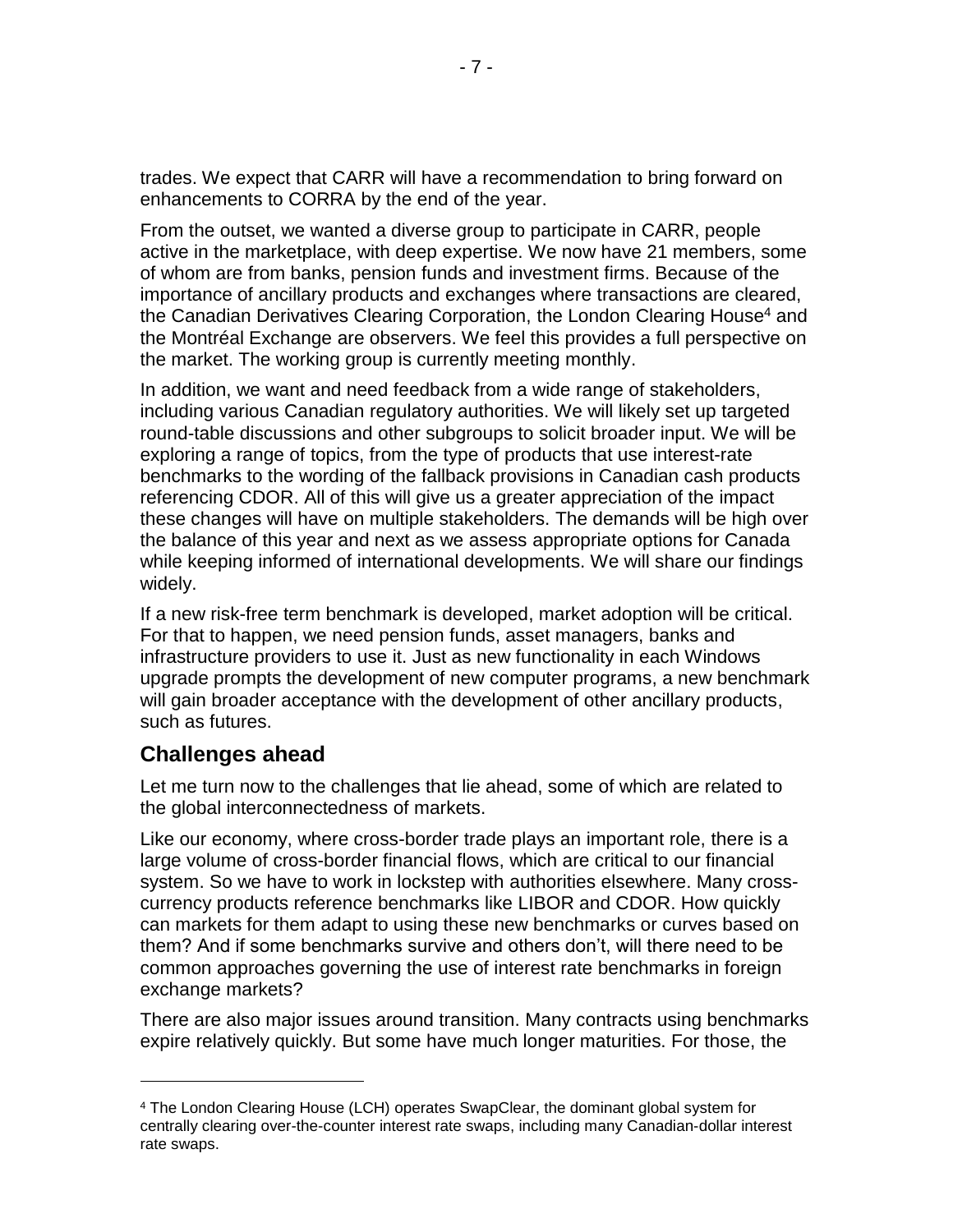trades. We expect that CARR will have a recommendation to bring forward on enhancements to CORRA by the end of the year.

From the outset, we wanted a diverse group to participate in CARR, people active in the marketplace, with deep expertise. We now have 21 members, some of whom are from banks, pension funds and investment firms. Because of the importance of ancillary products and exchanges where transactions are cleared, the Canadian Derivatives Clearing Corporation, the London Clearing House[4] and the Montréal Exchange are observers. We feel this provides a full perspective on the market. The working group is currently meeting monthly.

In addition, we want and need feedback from a wide range of stakeholders, including various Canadian regulatory authorities. We will likely set up targeted round-table discussions and other subgroups to solicit broader input. We will be exploring a range of topics, from the type of products that use interest-rate benchmarks to the wording of the fallback provisions in Canadian cash products referencing CDOR. All of this will give us a greater appreciation of the impact these changes will have on multiple stakeholders. The demands will be high over the balance of this year and next as we assess appropriate options for Canada while keeping informed of international developments. We will share our findings widely.

If a new risk-free term benchmark is developed, market adoption will be critical. For that to happen, we need pension funds, asset managers, banks and infrastructure providers to use it. Just as new functionality in each Windows upgrade prompts the development of new computer programs, a new benchmark will gain broader acceptance with the development of other ancillary products, such as futures.

## Challenges ahead

Let me turn now to the challenges that lie ahead, some of which are related to the global interconnectedness of markets.

Like our economy, where cross-border trade plays an important role, there is a large volume of cross-border financial flows, which are critical to our financial system. So we have to work in lockstep with authorities elsewhere. Many cross-currency products reference benchmarks like LIBOR and CDOR. How quickly can markets for them adapt to using these new benchmarks or curves based on them? And if some benchmarks survive and others don't, will there need to be common approaches governing the use of interest rate benchmarks in foreign exchange markets?

There are also major issues around transition. Many contracts using benchmarks expire relatively quickly. But some have much longer maturities. For those, the

[4] The London Clearing House (LCH) operates SwapClear, the dominant global system for centrally clearing over-the-counter interest rate swaps, including many Canadian-dollar interest rate swaps.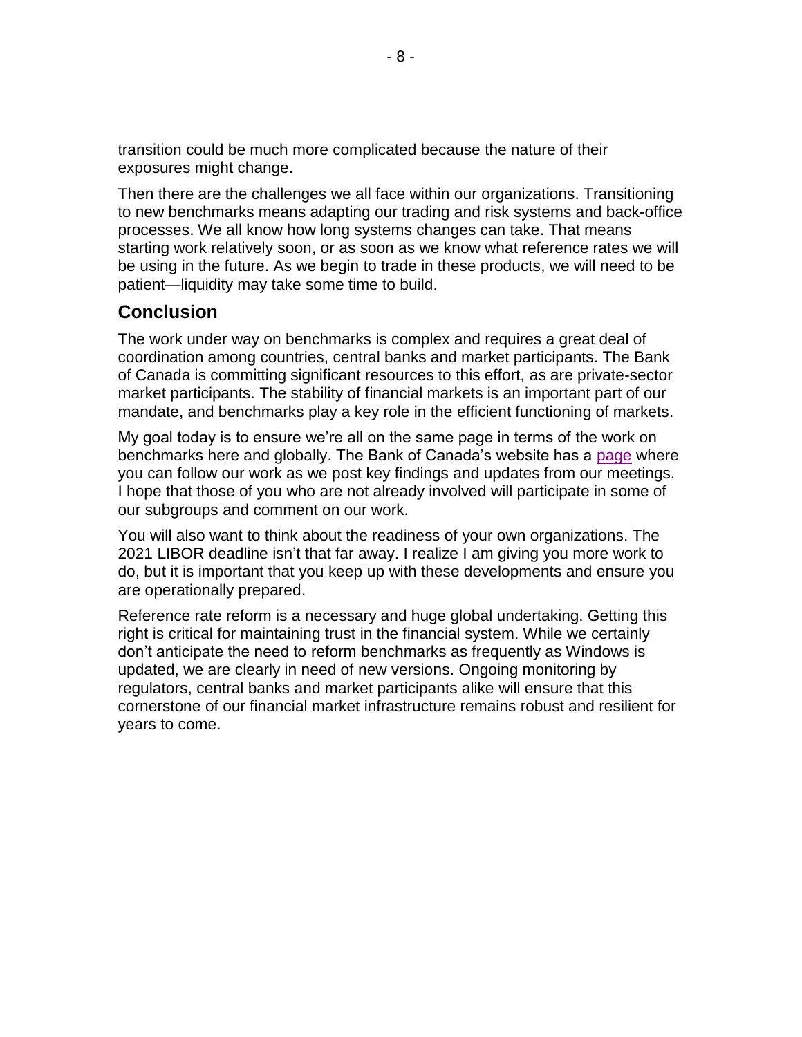transition could be much more complicated because the nature of their exposures might change.

Then there are the challenges we all face within our organizations. Transitioning to new benchmarks means adapting our trading and risk systems and back-office processes. We all know how long systems changes can take. That means starting work relatively soon, or as soon as we know what reference rates we will be using in the future. As we begin to trade in these products, we will need to be patient—liquidity may take some time to build.

## Conclusion

The work under way on benchmarks is complex and requires a great deal of coordination among countries, central banks and market participants. The Bank of Canada is committing significant resources to this effort, as are private-sector market participants. The stability of financial markets is an important part of our mandate, and benchmarks play a key role in the efficient functioning of markets.

My goal today is to ensure we're all on the same page in terms of the work on benchmarks here and globally. The Bank of Canada's website has a page where you can follow our work as we post key findings and updates from our meetings. I hope that those of you who are not already involved will participate in some of our subgroups and comment on our work.

You will also want to think about the readiness of your own organizations. The 2021 LIBOR deadline isn't that far away. I realize I am giving you more work to do, but it is important that you keep up with these developments and ensure you are operationally prepared.

Reference rate reform is a necessary and huge global undertaking. Getting this right is critical for maintaining trust in the financial system. While we certainly don't anticipate the need to reform benchmarks as frequently as Windows is updated, we are clearly in need of new versions. Ongoing monitoring by regulators, central banks and market participants alike will ensure that this cornerstone of our financial market infrastructure remains robust and resilient for years to come.